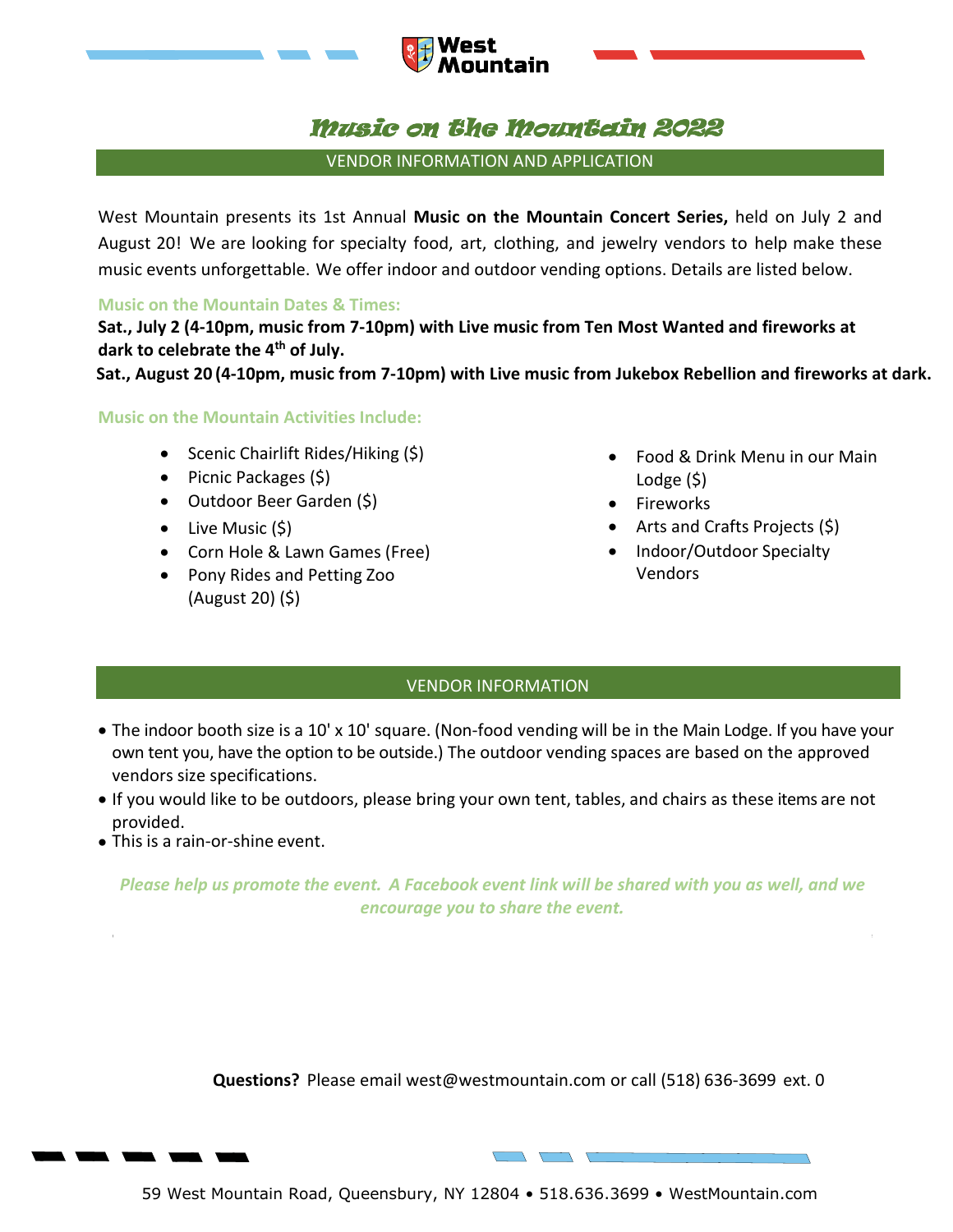West Mountain

# Music on the Mountain 2022

## VENDOR INFORMATION AND APPLICATION

West Mountain presents its 1st Annual **Music on the Mountain Concert Series,** held on July 2 and August 20! We are looking for specialty food, art, clothing, and jewelry vendors to help make these music events unforgettable. We offer indoor and outdoor vending options. Details are listed below.

### Music on the Mountain Dates & Times:

**Sat., July 2 (4-10pm, music from 7-10pm) with Live music from Ten Most Wanted and fireworks at dark to celebrate the 4th of July.**

**Sat., August 20 (4-10pm, music from 7-10pm) with Live music from Jukebox Rebellion and fireworks at dark.**

### Music on the Mountain Activities Include:

- Scenic Chairlift Rides/Hiking ($)
- Picnic Packages ($)
- Outdoor Beer Garden ($)
- Live Music ($)
- Corn Hole & Lawn Games (Free)
- Pony Rides and Petting Zoo (August 20) ($)
- Food & Drink Menu in our Main Lodge ($)
- Fireworks
- Arts and Crafts Projects ($)
- Indoor/Outdoor Specialty Vendors

## VENDOR INFORMATION

- The indoor booth size is a 10' x 10' square. (Non-food vending will be in the Main Lodge. If you have your own tent you, have the option to be outside.) The outdoor vending spaces are based on the approved vendors size specifications.
- If you would like to be outdoors, please bring your own tent, tables, and chairs as these items are not provided.
- This is a rain-or-shine event.

*Please help us promote the event. A Facebook event link will be shared with you as well, and we encourage you to share the event.*

**Questions?** Please email west@westmountain.com or call (518) 636-3699 ext. 0

59 West Mountain Road, Queensbury, NY 12804 • 518.636.3699 • WestMountain.com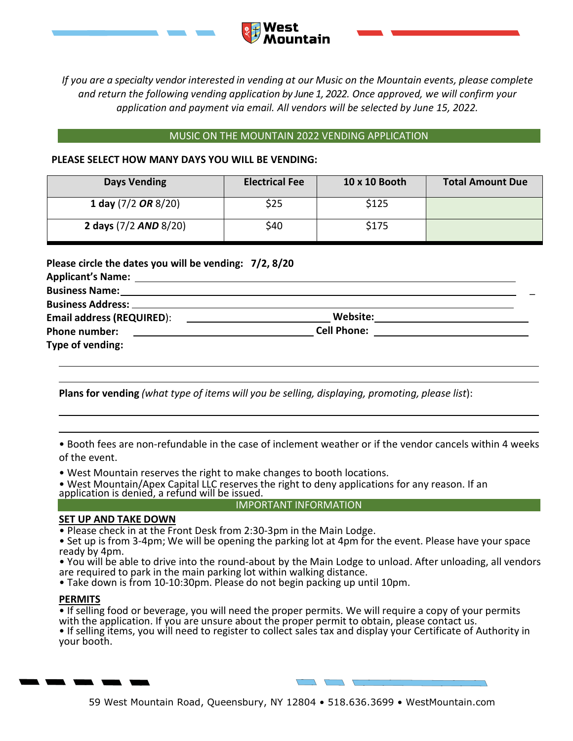*If you are a specialty vendor interested in vending at our Music on the Mountain events, please complete and return the following vending application by June 1, 2022. Once approved, we will confirm your application and payment via email. All vendors will be selected by June 15, 2022.*

## MUSIC ON THE MOUNTAIN 2022 VENDING APPLICATION

**PLEASE SELECT HOW MANY DAYS YOU WILL BE VENDING:**

| Days Vending | Electrical Fee | 10 x 10 Booth | Total Amount Due |
|---|---|---|---|
| **1 day** (7/2 ***OR*** 8/20) | $25 | $125 | |
| **2 days** (7/2 ***AND*** 8/20) | $40 | $175 | |

**Please circle the dates you will be vending: 7/2, 8/20**

**Applicant's Name:** ______________________________

**Business Name:** ______________________________

**Business Address:** ______________________________

**Email address (REQUIRED):** ____________________ **Website:** ____________________

**Phone number:** ____________________ **Cell Phone:** ____________________

**Type of vending:**

______________________________

______________________________

**Plans for vending** *(what type of items will you be selling, displaying, promoting, please list*):

______________________________

______________________________

- Booth fees are non-refundable in the case of inclement weather or if the vendor cancels within 4 weeks of the event.
- West Mountain reserves the right to make changes to booth locations.
- West Mountain/Apex Capital LLC reserves the right to deny applications for any reason. If an application is denied, a refund will be issued.

## IMPORTANT INFORMATION

**SET UP AND TAKE DOWN**

- Please check in at the Front Desk from 2:30-3pm in the Main Lodge.
- Set up is from 3-4pm; We will be opening the parking lot at 4pm for the event. Please have your space ready by 4pm.
- You will be able to drive into the round-about by the Main Lodge to unload. After unloading, all vendors are required to park in the main parking lot within walking distance.
- Take down is from 10-10:30pm. Please do not begin packing up until 10pm.

**PERMITS**

- If selling food or beverage, you will need the proper permits. We will require a copy of your permits with the application. If you are unsure about the proper permit to obtain, please contact us.
- If selling items, you will need to register to collect sales tax and display your Certificate of Authority in your booth.

59 West Mountain Road, Queensbury, NY 12804 • 518.636.3699 • WestMountain.com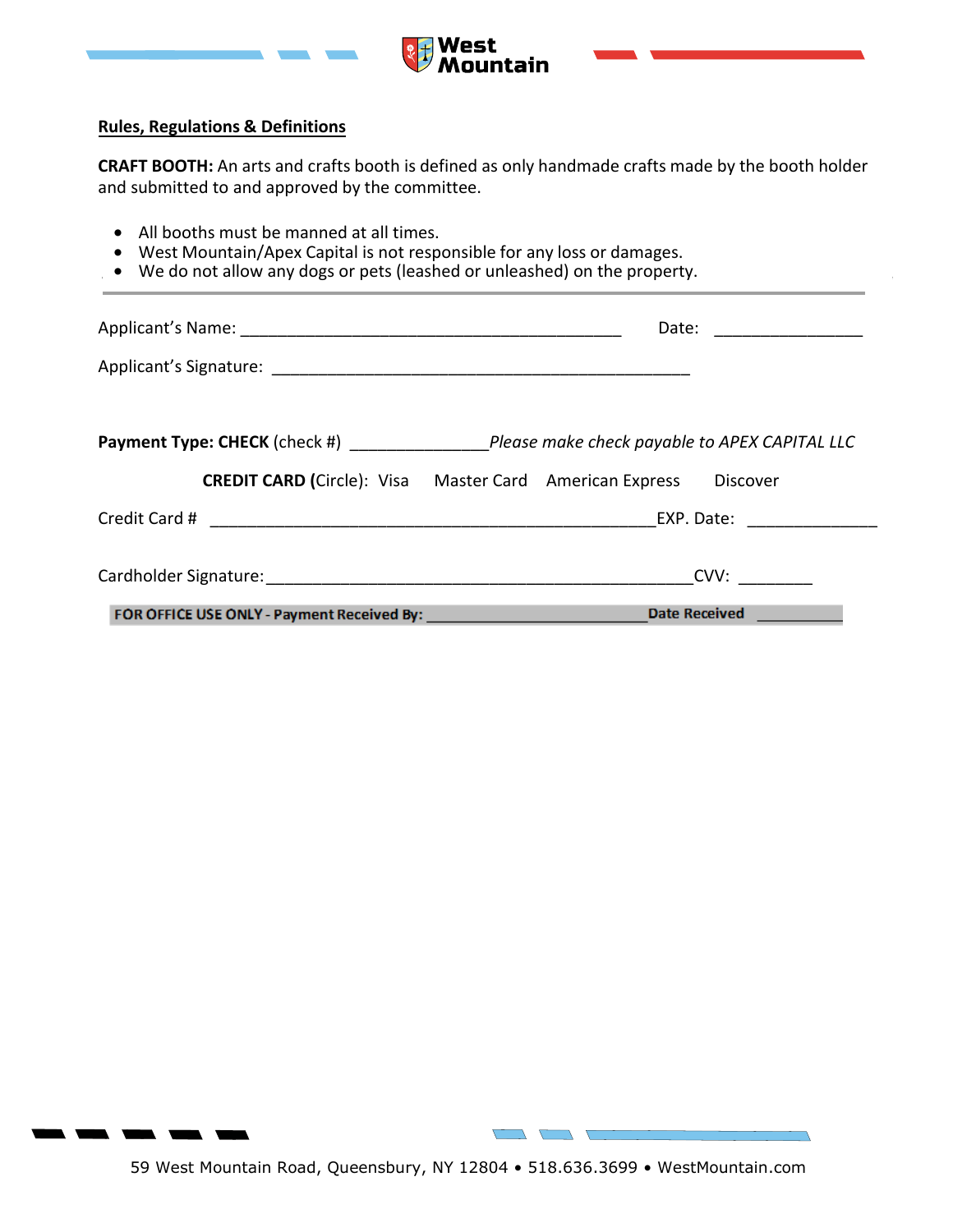**West Mountain**

**Rules, Regulations & Definitions**

**CRAFT BOOTH:** An arts and crafts booth is defined as only handmade crafts made by the booth holder and submitted to and approved by the committee.

- All booths must be manned at all times.
- West Mountain/Apex Capital is not responsible for any loss or damages.
- We do not allow any dogs or pets (leashed or unleashed) on the property.

---

Applicant's Name: ___________________________________________ Date: ________________

Applicant's Signature: ______________________________________________

**Payment Type: CHECK** (check #) _______________ *Please make check payable to APEX CAPITAL LLC*

**CREDIT CARD (**Circle): Visa Master Card American Express Discover

Credit Card # _________________________________________________EXP. Date: ______________

Cardholder Signature:_______________________________________________CVV: ________

**FOR OFFICE USE ONLY - Payment Received By:** ________________________ **Date Received** __________

59 West Mountain Road, Queensbury, NY 12804 • 518.636.3699 • WestMountain.com